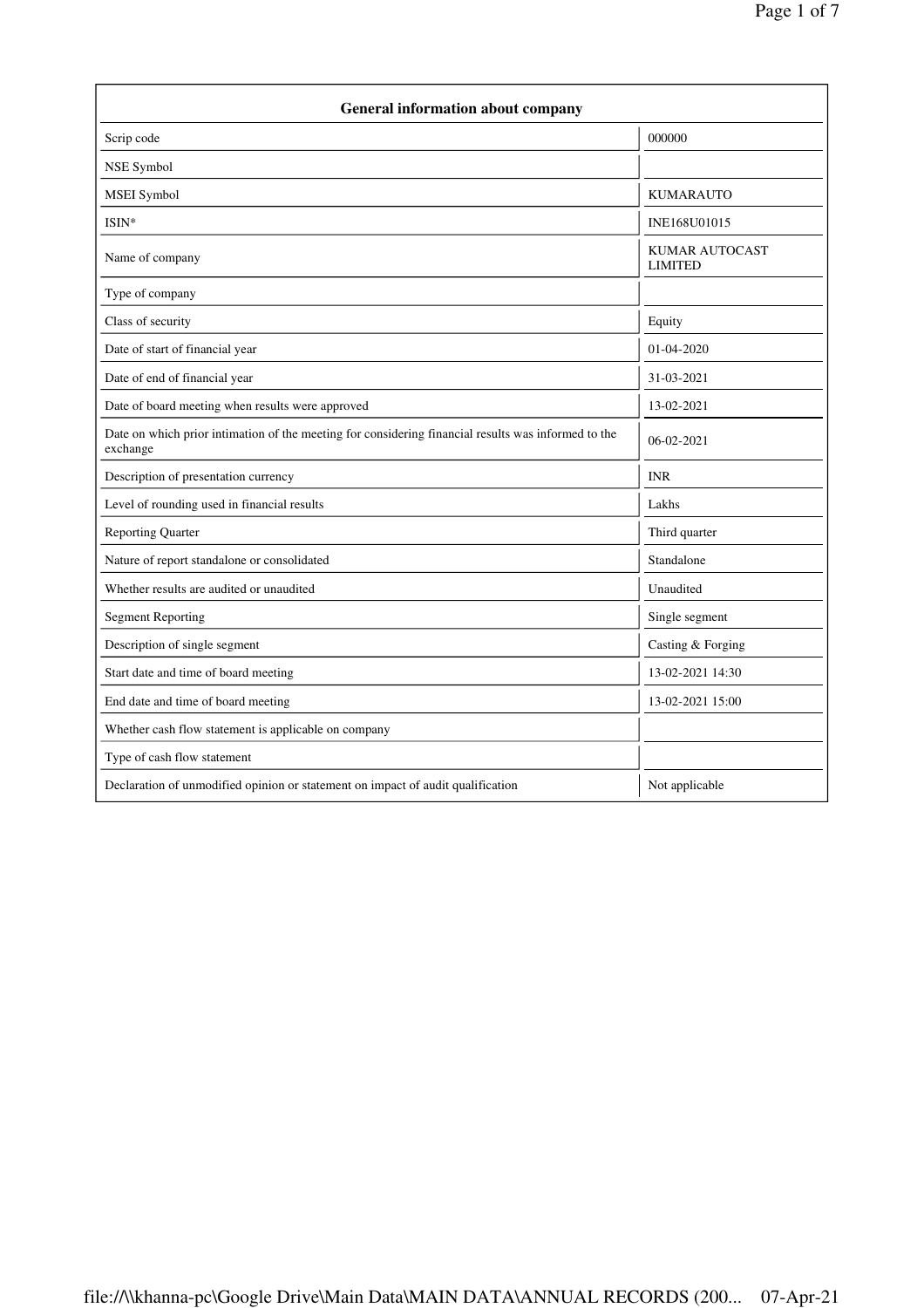| General information about company | |
|---|---|
| Scrip code | 000000 |
| NSE Symbol | |
| MSEI Symbol | KUMARAUTO |
| ISIN* | INE168U01015 |
| Name of company | KUMAR AUTOCAST LIMITED |
| Type of company | |
| Class of security | Equity |
| Date of start of financial year | 01-04-2020 |
| Date of end of financial year | 31-03-2021 |
| Date of board meeting when results were approved | 13-02-2021 |
| Date on which prior intimation of the meeting for considering financial results was informed to the exchange | 06-02-2021 |
| Description of presentation currency | INR |
| Level of rounding used in financial results | Lakhs |
| Reporting Quarter | Third quarter |
| Nature of report standalone or consolidated | Standalone |
| Whether results are audited or unaudited | Unaudited |
| Segment Reporting | Single segment |
| Description of single segment | Casting & Forging |
| Start date and time of board meeting | 13-02-2021 14:30 |
| End date and time of board meeting | 13-02-2021 15:00 |
| Whether cash flow statement is applicable on company | |
| Type of cash flow statement | |
| Declaration of unmodified opinion or statement on impact of audit qualification | Not applicable |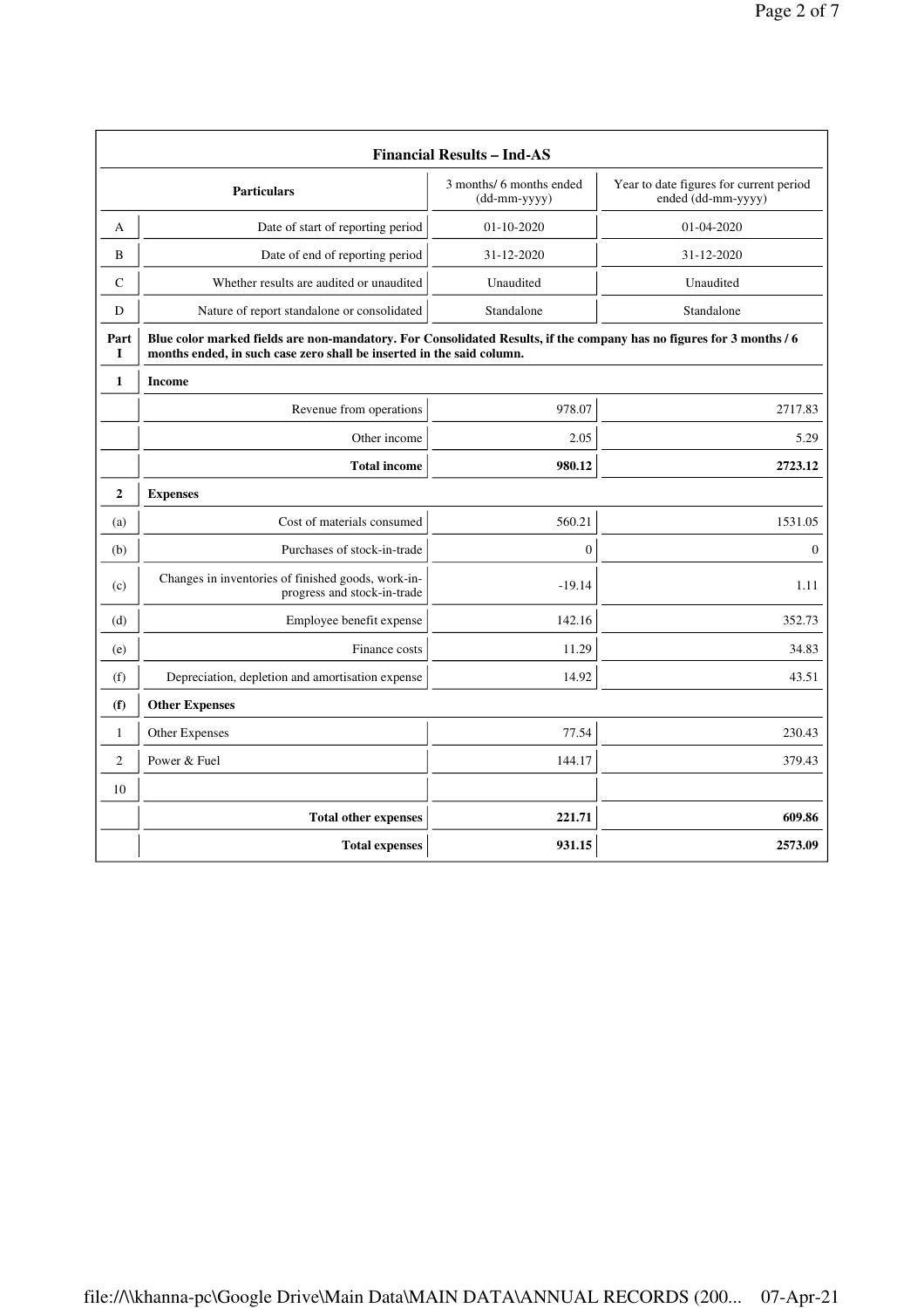| | Financial Results – Ind-AS | | |
|---|---|---|---|
| | **Particulars** | 3 months/ 6 months ended (dd-mm-yyyy) | Year to date figures for current period ended (dd-mm-yyyy) |
| A | Date of start of reporting period | 01-10-2020 | 01-04-2020 |
| B | Date of end of reporting period | 31-12-2020 | 31-12-2020 |
| C | Whether results are audited or unaudited | Unaudited | Unaudited |
| D | Nature of report standalone or consolidated | Standalone | Standalone |
| **Part I** | **Blue color marked fields are non-mandatory. For Consolidated Results, if the company has no figures for 3 months / 6 months ended, in such case zero shall be inserted in the said column.** | | |
| **1** | **Income** | | |
| | Revenue from operations | 978.07 | 2717.83 |
| | Other income | 2.05 | 5.29 |
| | **Total income** | **980.12** | **2723.12** |
| **2** | **Expenses** | | |
| (a) | Cost of materials consumed | 560.21 | 1531.05 |
| (b) | Purchases of stock-in-trade | 0 | 0 |
| (c) | Changes in inventories of finished goods, work-in-progress and stock-in-trade | -19.14 | 1.11 |
| (d) | Employee benefit expense | 142.16 | 352.73 |
| (e) | Finance costs | 11.29 | 34.83 |
| (f) | Depreciation, depletion and amortisation expense | 14.92 | 43.51 |
| **(f)** | **Other Expenses** | | |
| 1 | Other Expenses | 77.54 | 230.43 |
| 2 | Power & Fuel | 144.17 | 379.43 |
| 10 | | | |
| | **Total other expenses** | **221.71** | **609.86** |
| | **Total expenses** | **931.15** | **2573.09** |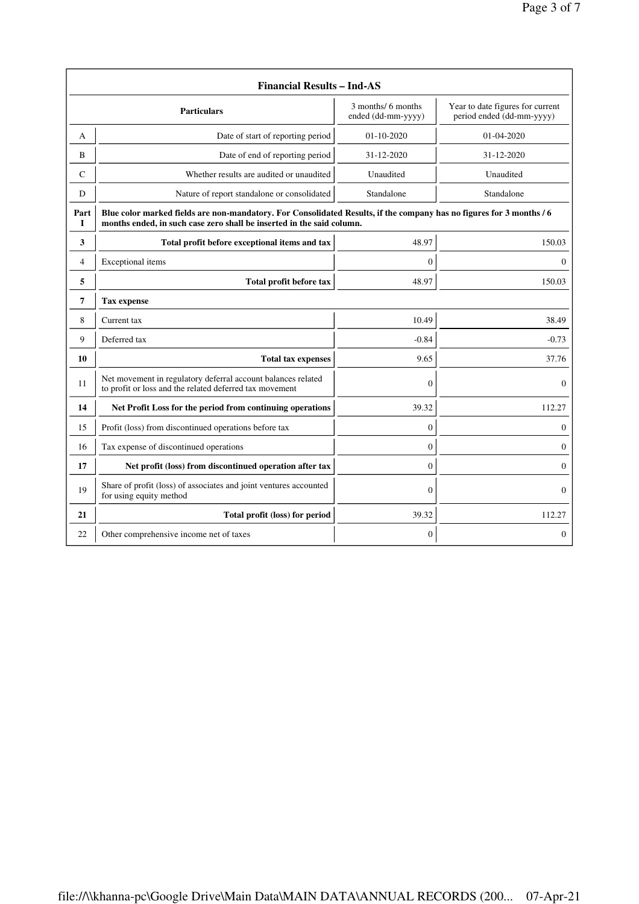| Financial Results – Ind-AS | | | |
|---|---|---|---|
| | **Particulars** | 3 months/ 6 months ended (dd-mm-yyyy) | Year to date figures for current period ended (dd-mm-yyyy) |
| A | Date of start of reporting period | 01-10-2020 | 01-04-2020 |
| B | Date of end of reporting period | 31-12-2020 | 31-12-2020 |
| C | Whether results are audited or unaudited | Unaudited | Unaudited |
| D | Nature of report standalone or consolidated | Standalone | Standalone |
| **Part I** | **Blue color marked fields are non-mandatory. For Consolidated Results, if the company has no figures for 3 months / 6 months ended, in such case zero shall be inserted in the said column.** | | |
| **3** | **Total profit before exceptional items and tax** | 48.97 | 150.03 |
| 4 | Exceptional items | 0 | 0 |
| **5** | **Total profit before tax** | 48.97 | 150.03 |
| **7** | **Tax expense** | | |
| 8 | Current tax | 10.49 | 38.49 |
| 9 | Deferred tax | -0.84 | -0.73 |
| **10** | **Total tax expenses** | 9.65 | 37.76 |
| 11 | Net movement in regulatory deferral account balances related to profit or loss and the related deferred tax movement | 0 | 0 |
| **14** | **Net Profit Loss for the period from continuing operations** | 39.32 | 112.27 |
| 15 | Profit (loss) from discontinued operations before tax | 0 | 0 |
| 16 | Tax expense of discontinued operations | 0 | 0 |
| **17** | **Net profit (loss) from discontinued operation after tax** | 0 | 0 |
| 19 | Share of profit (loss) of associates and joint ventures accounted for using equity method | 0 | 0 |
| **21** | **Total profit (loss) for period** | 39.32 | 112.27 |
| 22 | Other comprehensive income net of taxes | 0 | 0 |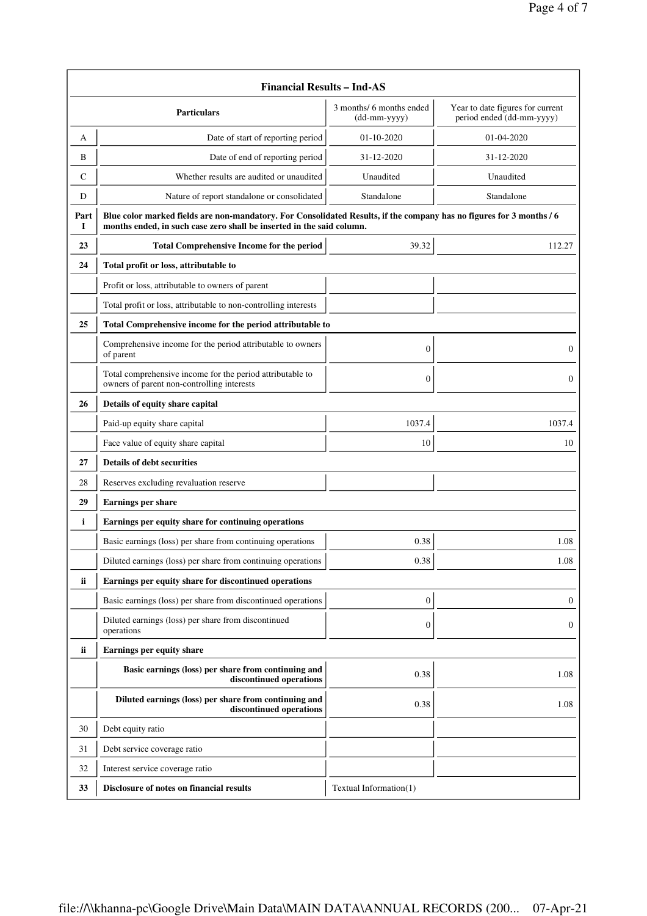| | Financial Results – Ind-AS | | |
|---|---|---|---|
| | **Particulars** | 3 months/ 6 months ended (dd-mm-yyyy) | Year to date figures for current period ended (dd-mm-yyyy) |
| A | Date of start of reporting period | 01-10-2020 | 01-04-2020 |
| B | Date of end of reporting period | 31-12-2020 | 31-12-2020 |
| C | Whether results are audited or unaudited | Unaudited | Unaudited |
| D | Nature of report standalone or consolidated | Standalone | Standalone |
| **Part I** | **Blue color marked fields are non-mandatory. For Consolidated Results, if the company has no figures for 3 months / 6 months ended, in such case zero shall be inserted in the said column.** | | |
| **23** | **Total Comprehensive Income for the period** | 39.32 | 112.27 |
| **24** | **Total profit or loss, attributable to** | | |
| | Profit or loss, attributable to owners of parent | | |
| | Total profit or loss, attributable to non-controlling interests | | |
| **25** | **Total Comprehensive income for the period attributable to** | | |
| | Comprehensive income for the period attributable to owners of parent | 0 | 0 |
| | Total comprehensive income for the period attributable to owners of parent non-controlling interests | 0 | 0 |
| **26** | **Details of equity share capital** | | |
| | Paid-up equity share capital | 1037.4 | 1037.4 |
| | Face value of equity share capital | 10 | 10 |
| **27** | **Details of debt securities** | | |
| 28 | Reserves excluding revaluation reserve | | |
| **29** | **Earnings per share** | | |
| **i** | **Earnings per equity share for continuing operations** | | |
| | Basic earnings (loss) per share from continuing operations | 0.38 | 1.08 |
| | Diluted earnings (loss) per share from continuing operations | 0.38 | 1.08 |
| **ii** | **Earnings per equity share for discontinued operations** | | |
| | Basic earnings (loss) per share from discontinued operations | 0 | 0 |
| | Diluted earnings (loss) per share from discontinued operations | 0 | 0 |
| **ii** | **Earnings per equity share** | | |
| | **Basic earnings (loss) per share from continuing and discontinued operations** | 0.38 | 1.08 |
| | **Diluted earnings (loss) per share from continuing and discontinued operations** | 0.38 | 1.08 |
| 30 | Debt equity ratio | | |
| 31 | Debt service coverage ratio | | |
| 32 | Interest service coverage ratio | | |
| **33** | **Disclosure of notes on financial results** | Textual Information(1) | |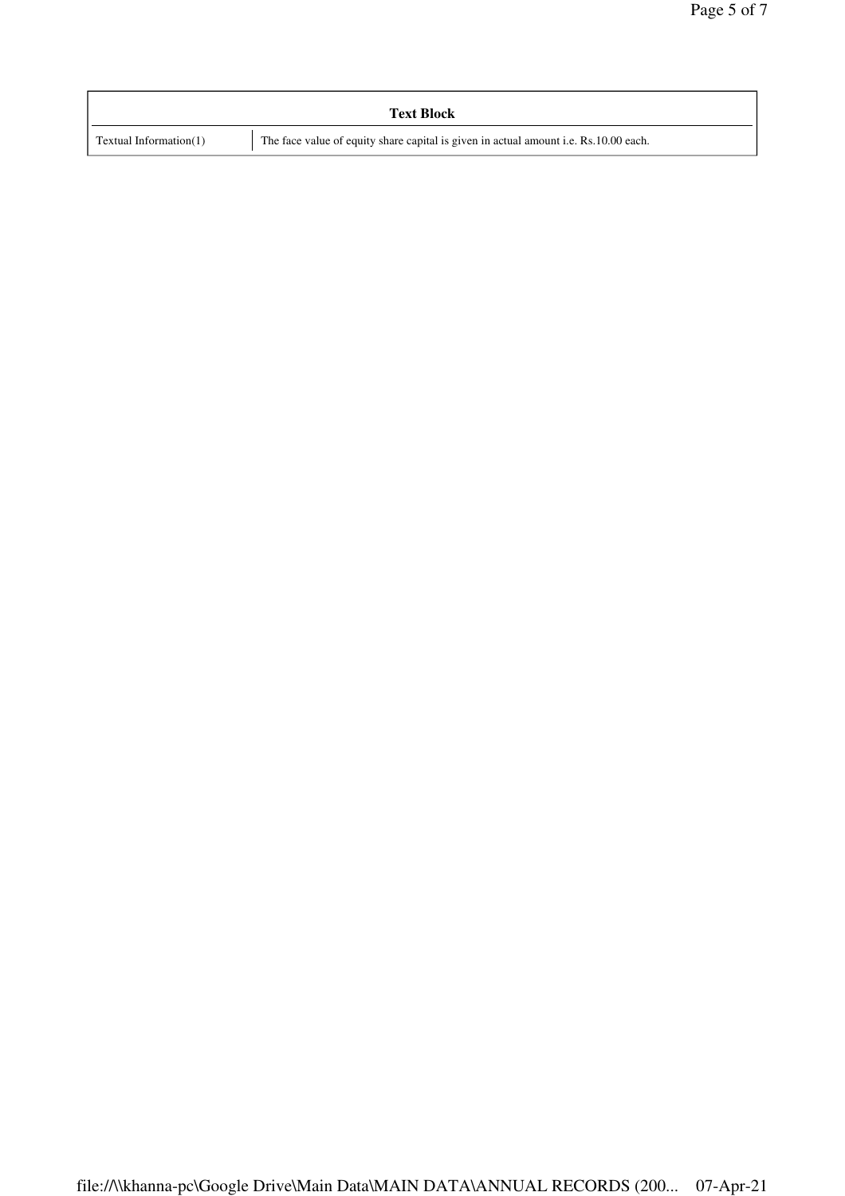| Text Block | |
|---|---|
| Textual Information(1) | The face value of equity share capital is given in actual amount i.e. Rs.10.00 each. |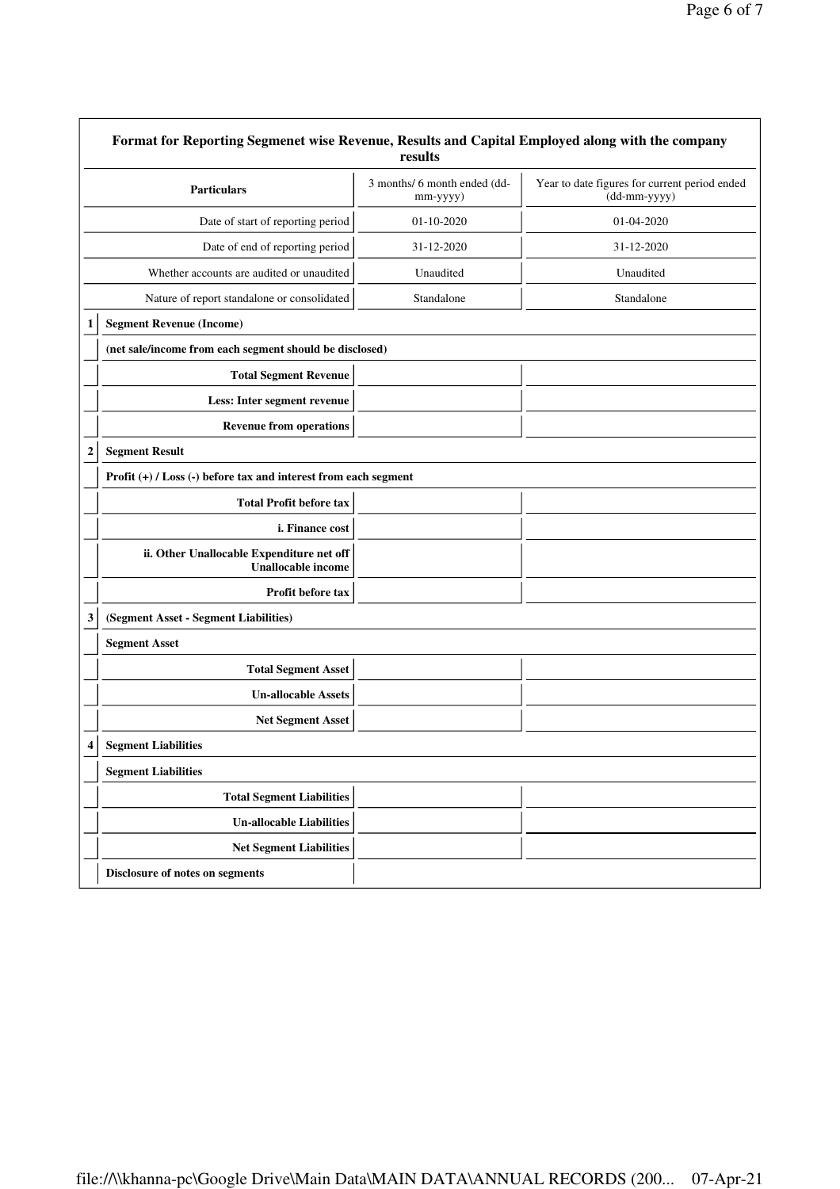## Format for Reporting Segmenet wise Revenue, Results and Capital Employed along with the company results

| | Particulars | 3 months/ 6 month ended (dd-mm-yyyy) | Year to date figures for current period ended (dd-mm-yyyy) |
|---|---|---|---|
| | Date of start of reporting period | 01-10-2020 | 01-04-2020 |
| | Date of end of reporting period | 31-12-2020 | 31-12-2020 |
| | Whether accounts are audited or unaudited | Unaudited | Unaudited |
| | Nature of report standalone or consolidated | Standalone | Standalone |
| 1 | **Segment Revenue (Income)** | | |
| | **(net sale/income from each segment should be disclosed)** | | |
| | **Total Segment Revenue** | | |
| | **Less: Inter segment revenue** | | |
| | **Revenue from operations** | | |
| 2 | **Segment Result** | | |
| | **Profit (+) / Loss (-) before tax and interest from each segment** | | |
| | **Total Profit before tax** | | |
| | **i. Finance cost** | | |
| | **ii. Other Unallocable Expenditure net off Unallocable income** | | |
| | **Profit before tax** | | |
| 3 | **(Segment Asset - Segment Liabilities)** | | |
| | **Segment Asset** | | |
| | **Total Segment Asset** | | |
| | **Un-allocable Assets** | | |
| | **Net Segment Asset** | | |
| 4 | **Segment Liabilities** | | |
| | **Segment Liabilities** | | |
| | **Total Segment Liabilities** | | |
| | **Un-allocable Liabilities** | | |
| | **Net Segment Liabilities** | | |
| | **Disclosure of notes on segments** | | |